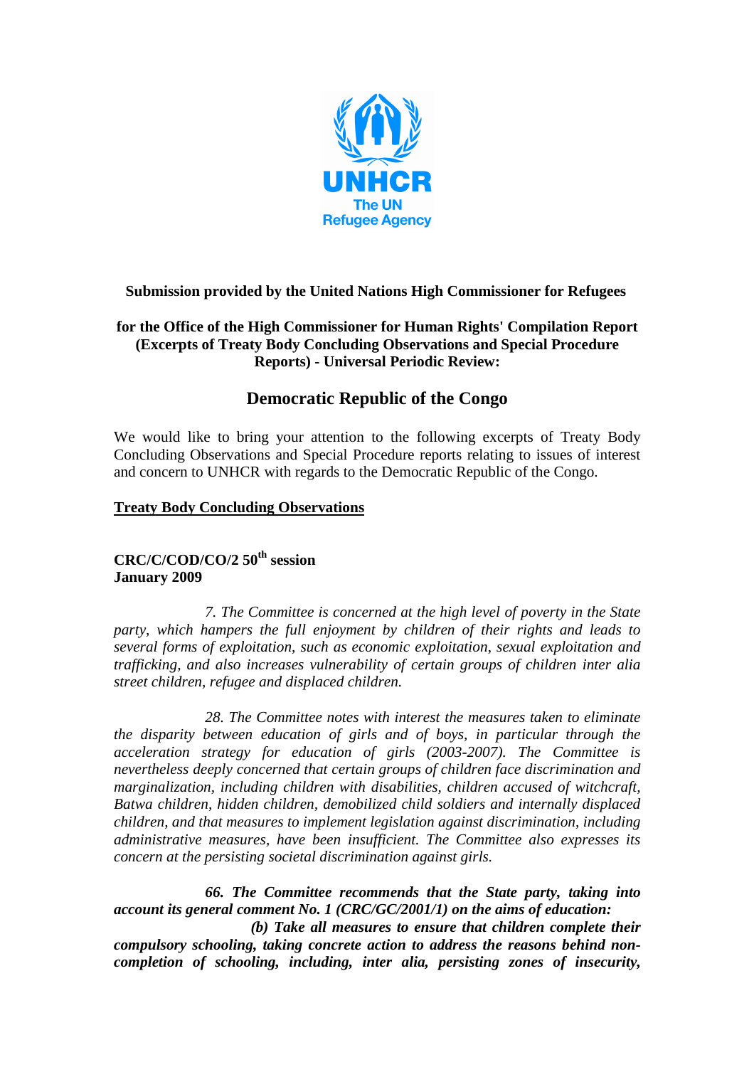**Submission provided by the United Nations High Commissioner for Refugees**

**for the Office of the High Commissioner for Human Rights' Compilation Report (Excerpts of Treaty Body Concluding Observations and Special Procedure Reports) - Universal Periodic Review:**

## Democratic Republic of the Congo

We would like to bring your attention to the following excerpts of Treaty Body Concluding Observations and Special Procedure reports relating to issues of interest and concern to UNHCR with regards to the Democratic Republic of the Congo.

### Treaty Body Concluding Observations

**CRC/C/COD/CO/2 50th session**
**January 2009**

*7. The Committee is concerned at the high level of poverty in the State party, which hampers the full enjoyment by children of their rights and leads to several forms of exploitation, such as economic exploitation, sexual exploitation and trafficking, and also increases vulnerability of certain groups of children inter alia street children, refugee and displaced children.*

*28. The Committee notes with interest the measures taken to eliminate the disparity between education of girls and of boys, in particular through the acceleration strategy for education of girls (2003-2007). The Committee is nevertheless deeply concerned that certain groups of children face discrimination and marginalization, including children with disabilities, children accused of witchcraft, Batwa children, hidden children, demobilized child soldiers and internally displaced children, and that measures to implement legislation against discrimination, including administrative measures, have been insufficient. The Committee also expresses its concern at the persisting societal discrimination against girls.*

***66. The Committee recommends that the State party, taking into account its general comment No. 1 (CRC/GC/2001/1) on the aims of education:***

***(b) Take all measures to ensure that children complete their compulsory schooling, taking concrete action to address the reasons behind non-completion of schooling, including, inter alia, persisting zones of insecurity,***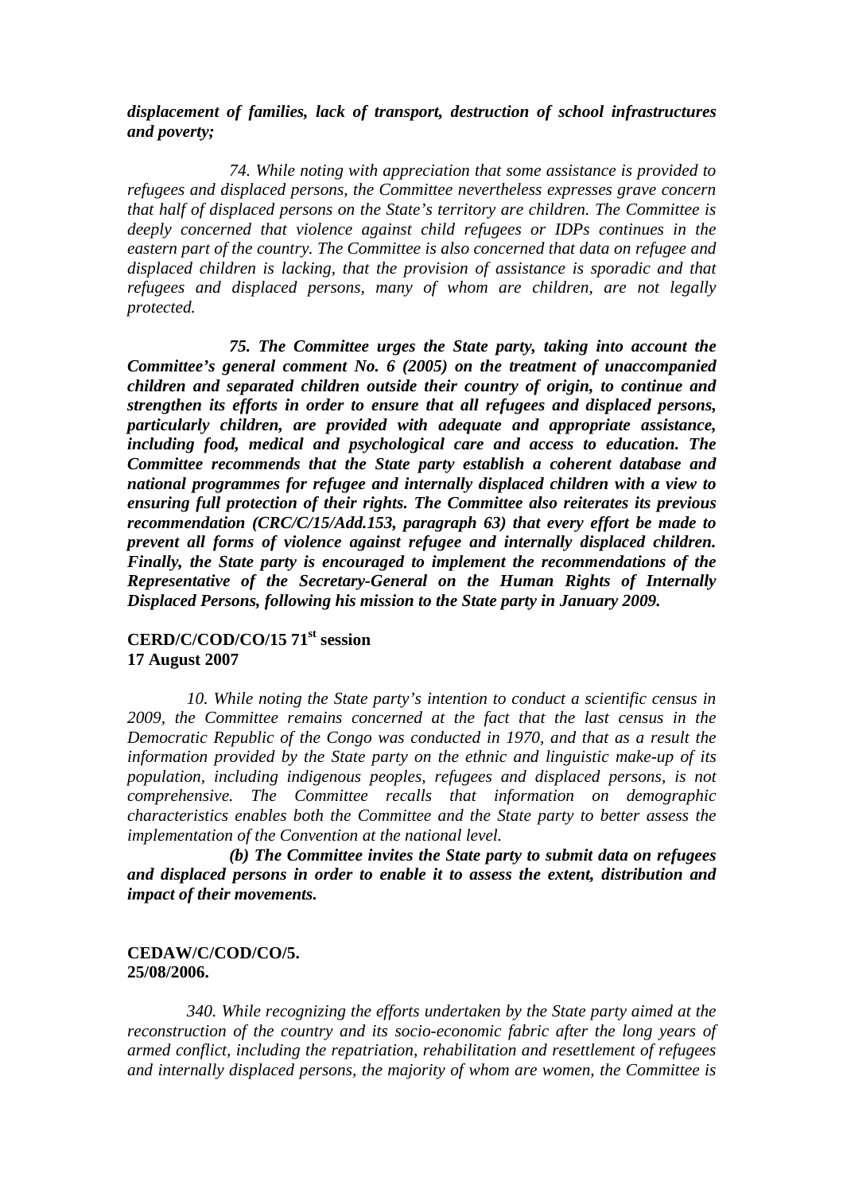***displacement of families, lack of transport, destruction of school infrastructures and poverty;***

*74. While noting with appreciation that some assistance is provided to refugees and displaced persons, the Committee nevertheless expresses grave concern that half of displaced persons on the State's territory are children. The Committee is deeply concerned that violence against child refugees or IDPs continues in the eastern part of the country. The Committee is also concerned that data on refugee and displaced children is lacking, that the provision of assistance is sporadic and that refugees and displaced persons, many of whom are children, are not legally protected.*

***75. The Committee urges the State party, taking into account the Committee's general comment No. 6 (2005) on the treatment of unaccompanied children and separated children outside their country of origin, to continue and strengthen its efforts in order to ensure that all refugees and displaced persons, particularly children, are provided with adequate and appropriate assistance, including food, medical and psychological care and access to education. The Committee recommends that the State party establish a coherent database and national programmes for refugee and internally displaced children with a view to ensuring full protection of their rights. The Committee also reiterates its previous recommendation (CRC/C/15/Add.153, paragraph 63) that every effort be made to prevent all forms of violence against refugee and internally displaced children. Finally, the State party is encouraged to implement the recommendations of the Representative of the Secretary-General on the Human Rights of Internally Displaced Persons, following his mission to the State party in January 2009.***

**CERD/C/COD/CO/15 71st session**
**17 August 2007**

*10. While noting the State party's intention to conduct a scientific census in 2009, the Committee remains concerned at the fact that the last census in the Democratic Republic of the Congo was conducted in 1970, and that as a result the information provided by the State party on the ethnic and linguistic make-up of its population, including indigenous peoples, refugees and displaced persons, is not comprehensive. The Committee recalls that information on demographic characteristics enables both the Committee and the State party to better assess the implementation of the Convention at the national level.*

***(b) The Committee invites the State party to submit data on refugees and displaced persons in order to enable it to assess the extent, distribution and impact of their movements.***

**CEDAW/C/COD/CO/5.**
**25/08/2006.**

*340. While recognizing the efforts undertaken by the State party aimed at the reconstruction of the country and its socio-economic fabric after the long years of armed conflict, including the repatriation, rehabilitation and resettlement of refugees and internally displaced persons, the majority of whom are women, the Committee is*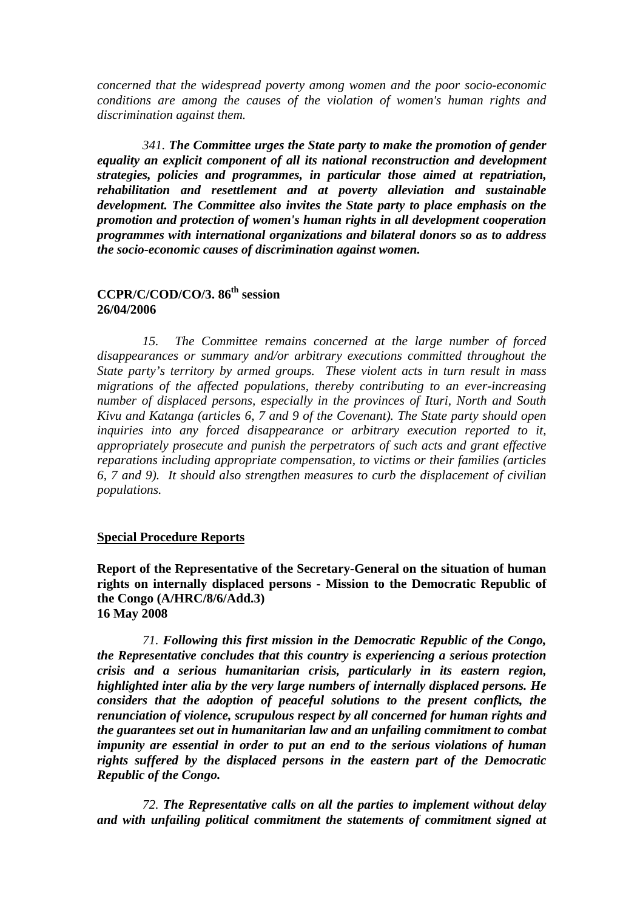*concerned that the widespread poverty among women and the poor socio-economic conditions are among the causes of the violation of women's human rights and discrimination against them.*

*341. **The Committee urges the State party to make the promotion of gender equality an explicit component of all its national reconstruction and development strategies, policies and programmes, in particular those aimed at repatriation, rehabilitation and resettlement and at poverty alleviation and sustainable development. The Committee also invites the State party to place emphasis on the promotion and protection of women's human rights in all development cooperation programmes with international organizations and bilateral donors so as to address the socio-economic causes of discrimination against women.***

**CCPR/C/COD/CO/3. 86th session**
**26/04/2006**

*15. The Committee remains concerned at the large number of forced disappearances or summary and/or arbitrary executions committed throughout the State party's territory by armed groups. These violent acts in turn result in mass migrations of the affected populations, thereby contributing to an ever-increasing number of displaced persons, especially in the provinces of Ituri, North and South Kivu and Katanga (articles 6, 7 and 9 of the Covenant). The State party should open inquiries into any forced disappearance or arbitrary execution reported to it, appropriately prosecute and punish the perpetrators of such acts and grant effective reparations including appropriate compensation, to victims or their families (articles 6, 7 and 9). It should also strengthen measures to curb the displacement of civilian populations.*

## Special Procedure Reports

**Report of the Representative of the Secretary-General on the situation of human rights on internally displaced persons - Mission to the Democratic Republic of the Congo (A/HRC/8/6/Add.3)**
**16 May 2008**

*71. **Following this first mission in the Democratic Republic of the Congo, the Representative concludes that this country is experiencing a serious protection crisis and a serious humanitarian crisis, particularly in its eastern region, highlighted inter alia by the very large numbers of internally displaced persons. He considers that the adoption of peaceful solutions to the present conflicts, the renunciation of violence, scrupulous respect by all concerned for human rights and the guarantees set out in humanitarian law and an unfailing commitment to combat impunity are essential in order to put an end to the serious violations of human rights suffered by the displaced persons in the eastern part of the Democratic Republic of the Congo.***

*72. **The Representative calls on all the parties to implement without delay and with unfailing political commitment the statements of commitment signed at***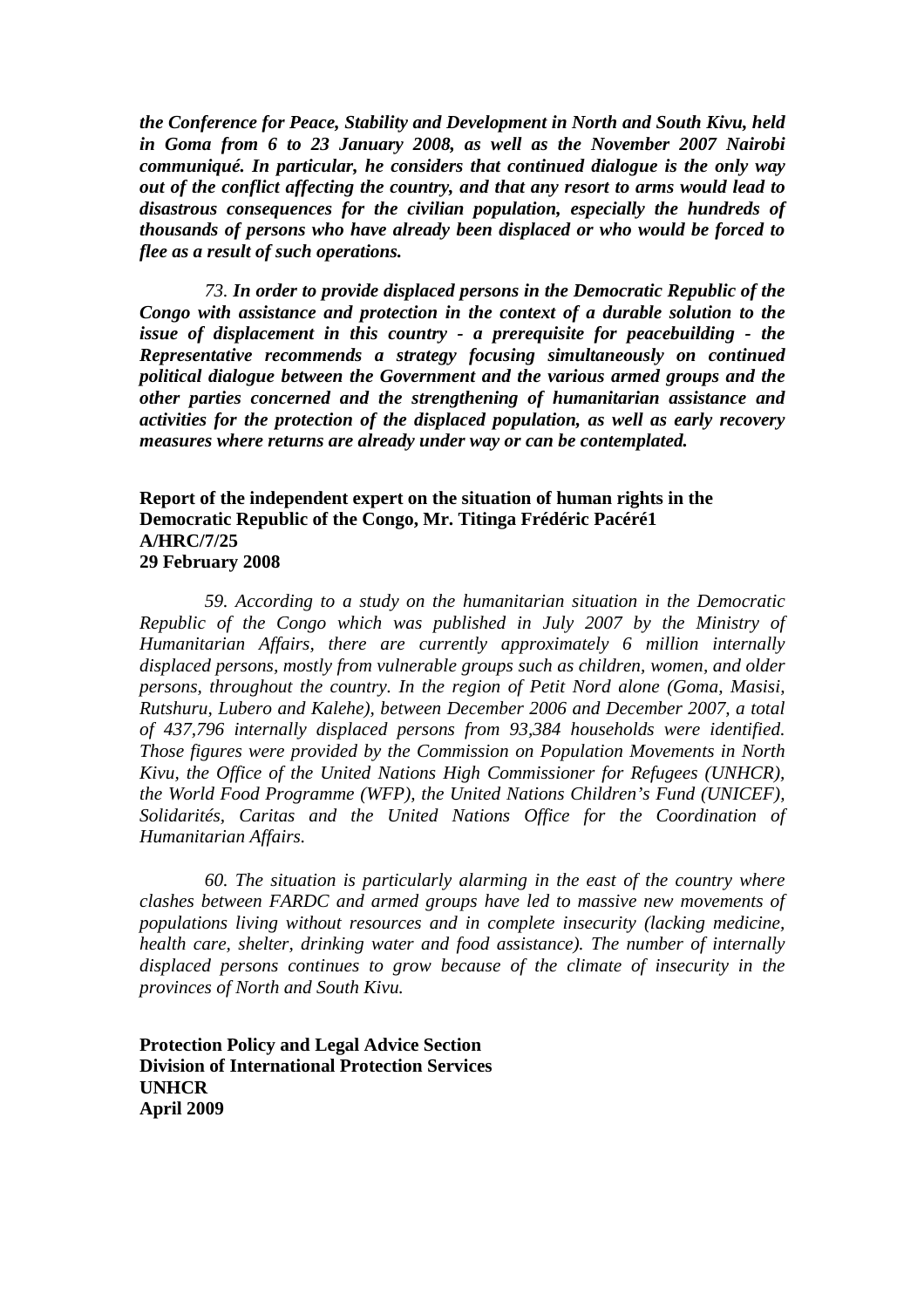***the Conference for Peace, Stability and Development in North and South Kivu, held in Goma from 6 to 23 January 2008, as well as the November 2007 Nairobi communiqué. In particular, he considers that continued dialogue is the only way out of the conflict affecting the country, and that any resort to arms would lead to disastrous consequences for the civilian population, especially the hundreds of thousands of persons who have already been displaced or who would be forced to flee as a result of such operations.***

*73.* ***In order to provide displaced persons in the Democratic Republic of the Congo with assistance and protection in the context of a durable solution to the issue of displacement in this country - a prerequisite for peacebuilding - the Representative recommends a strategy focusing simultaneously on continued political dialogue between the Government and the various armed groups and the other parties concerned and the strengthening of humanitarian assistance and activities for the protection of the displaced population, as well as early recovery measures where returns are already under way or can be contemplated.***

**Report of the independent expert on the situation of human rights in the Democratic Republic of the Congo, Mr. Titinga Frédéric Pacéré1**
**A/HRC/7/25**
**29 February 2008**

*59. According to a study on the humanitarian situation in the Democratic Republic of the Congo which was published in July 2007 by the Ministry of Humanitarian Affairs, there are currently approximately 6 million internally displaced persons, mostly from vulnerable groups such as children, women, and older persons, throughout the country. In the region of Petit Nord alone (Goma, Masisi, Rutshuru, Lubero and Kalehe), between December 2006 and December 2007, a total of 437,796 internally displaced persons from 93,384 households were identified. Those figures were provided by the Commission on Population Movements in North Kivu, the Office of the United Nations High Commissioner for Refugees (UNHCR), the World Food Programme (WFP), the United Nations Children's Fund (UNICEF), Solidarités, Caritas and the United Nations Office for the Coordination of Humanitarian Affairs.*

*60. The situation is particularly alarming in the east of the country where clashes between FARDC and armed groups have led to massive new movements of populations living without resources and in complete insecurity (lacking medicine, health care, shelter, drinking water and food assistance). The number of internally displaced persons continues to grow because of the climate of insecurity in the provinces of North and South Kivu.*

**Protection Policy and Legal Advice Section**
**Division of International Protection Services**
**UNHCR**
**April 2009**